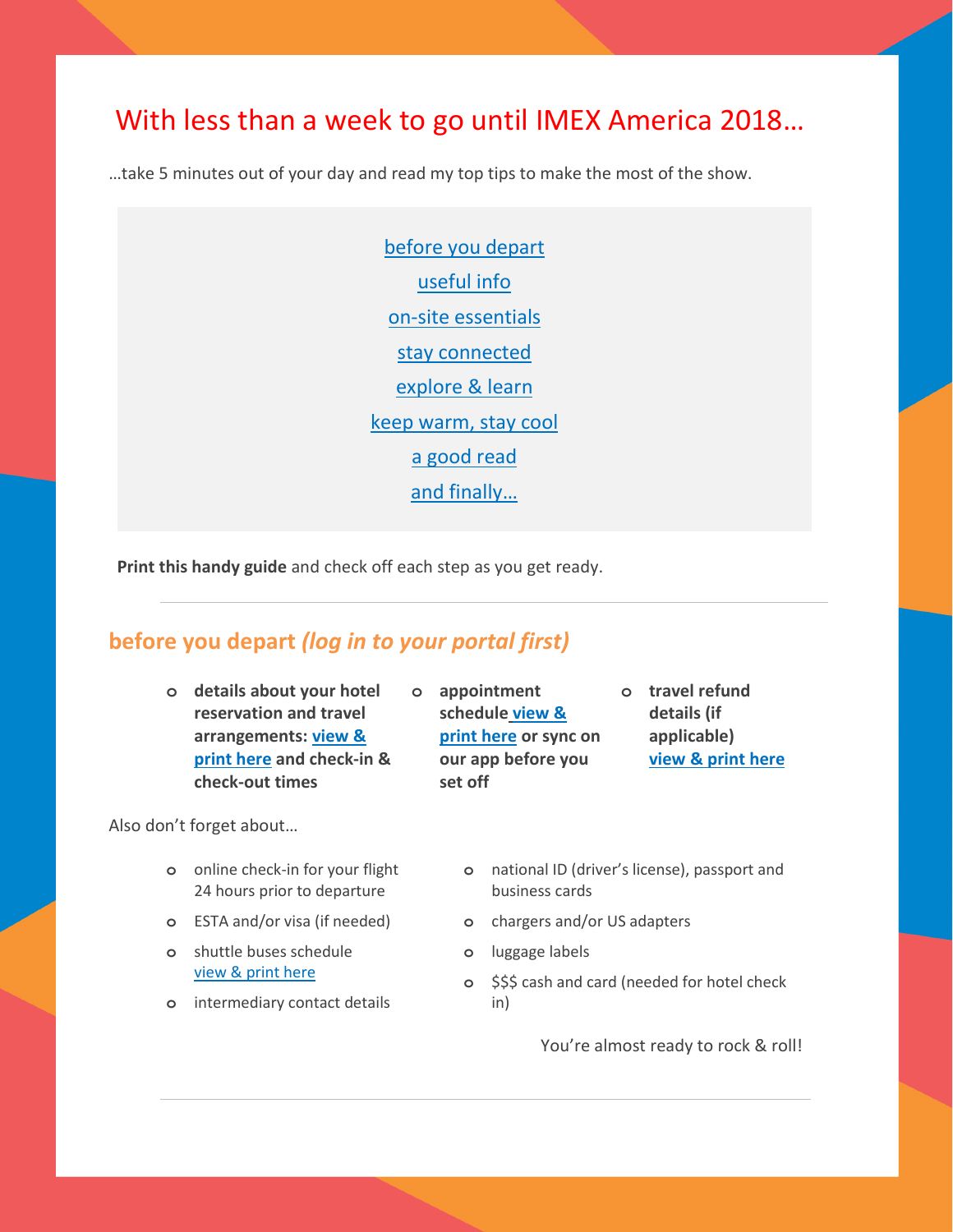# With less than a week to go until IMEX America 2018…

…take 5 minutes out of your day and read my top tips to make the most of the show.

- before you depart
- useful info
- on-site essentials
- stay connected
- explore & learn
- keep warm, stay cool
- a good read
- and finally…

**Print this handy guide** and check off each step as you get ready.

---

## before you depart *(log in to your portal first)*

- **details about your hotel reservation and travel arrangements: view & print here and check-in & check-out times**
- **appointment schedule view & print here or sync on our app before you set off**
- **travel refund details (if applicable) view & print here**

Also don't forget about…

- online check-in for your flight 24 hours prior to departure
- ESTA and/or visa (if needed)
- shuttle buses schedule view & print here
- intermediary contact details
- national ID (driver's license), passport and business cards
- chargers and/or US adapters
- luggage labels
- $$$ cash and card (needed for hotel check in)

You're almost ready to rock & roll!

---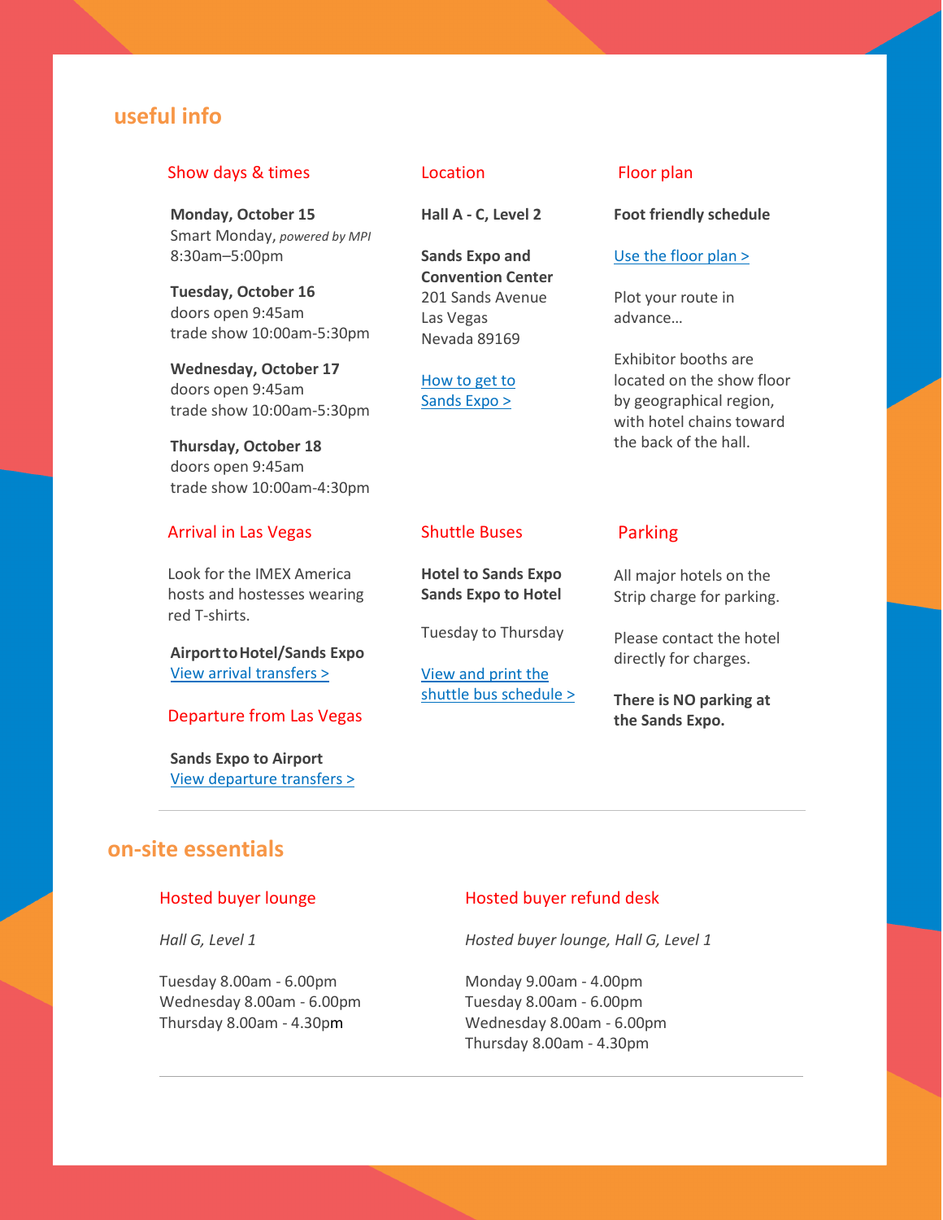## useful info

### Show days & times

**Monday, October 15**
Smart Monday, *powered by MPI*
8:30am–5:00pm

**Tuesday, October 16**
doors open 9:45am
trade show 10:00am-5:30pm

**Wednesday, October 17**
doors open 9:45am
trade show 10:00am-5:30pm

**Thursday, October 18**
doors open 9:45am
trade show 10:00am-4:30pm

### Location

**Hall A - C, Level 2**

**Sands Expo and Convention Center**
201 Sands Avenue
Las Vegas
Nevada 89169

How to get to Sands Expo >

### Floor plan

**Foot friendly schedule**

Use the floor plan >

Plot your route in advance…

Exhibitor booths are located on the show floor by geographical region, with hotel chains toward the back of the hall.

### Arrival in Las Vegas

Look for the IMEX America hosts and hostesses wearing red T-shirts.

**Airport to Hotel/Sands Expo**
View arrival transfers >

### Departure from Las Vegas

**Sands Expo to Airport**
View departure transfers >

### Shuttle Buses

**Hotel to Sands Expo**
**Sands Expo to Hotel**

Tuesday to Thursday

View and print the shuttle bus schedule >

### Parking

All major hotels on the Strip charge for parking.

Please contact the hotel directly for charges.

**There is NO parking at the Sands Expo.**

## on-site essentials

### Hosted buyer lounge

*Hall G, Level 1*

Tuesday 8.00am - 6.00pm
Wednesday 8.00am - 6.00pm
Thursday 8.00am - 4.30pm

### Hosted buyer refund desk

*Hosted buyer lounge, Hall G, Level 1*

Monday 9.00am - 4.00pm
Tuesday 8.00am - 6.00pm
Wednesday 8.00am - 6.00pm
Thursday 8.00am - 4.30pm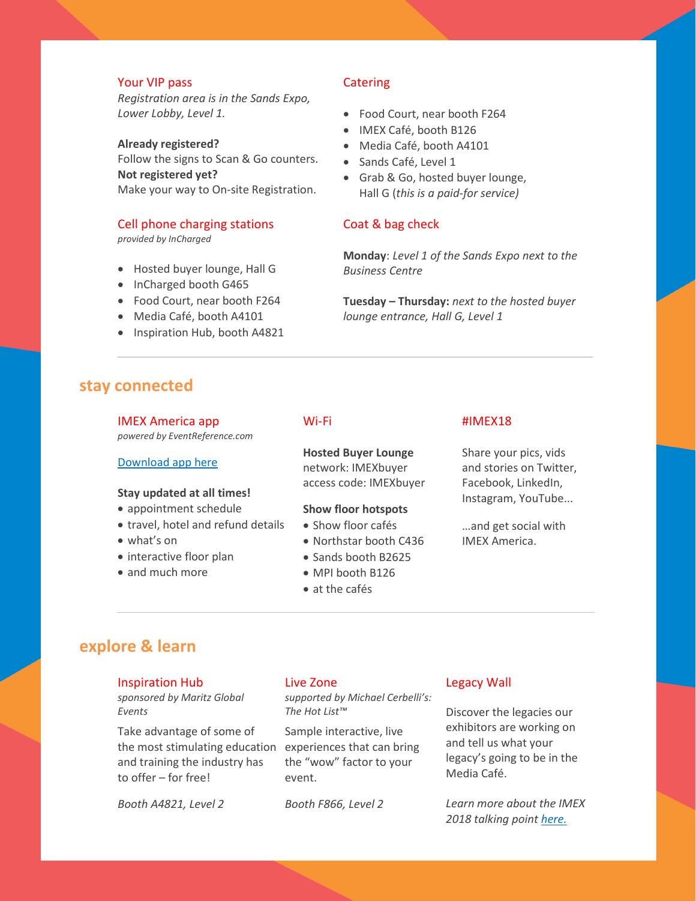### Your VIP pass

*Registration area is in the Sands Expo, Lower Lobby, Level 1.*

**Already registered?**
Follow the signs to Scan & Go counters.
**Not registered yet?**
Make your way to On-site Registration.

### Cell phone charging stations

*provided by InCharged*

- Hosted buyer lounge, Hall G
- InCharged booth G465
- Food Court, near booth F264
- Media Café, booth A4101
- Inspiration Hub, booth A4821

### Catering

- Food Court, near booth F264
- IMEX Café, booth B126
- Media Café, booth A4101
- Sands Café, Level 1
- Grab & Go, hosted buyer lounge, Hall G (*this is a paid-for service)*

### Coat & bag check

**Monday**: *Level 1 of the Sands Expo next to the Business Centre*

**Tuesday – Thursday:** *next to the hosted buyer lounge entrance, Hall G, Level 1*

---

## stay connected

### IMEX America app

*powered by EventReference.com*

[Download app here]

**Stay updated at all times!**

- appointment schedule
- travel, hotel and refund details
- what's on
- interactive floor plan
- and much more

### Wi-Fi

**Hosted Buyer Lounge**
network: IMEXbuyer
access code: IMEXbuyer

**Show floor hotspots**

- Show floor cafés
- Northstar booth C436
- Sands booth B2625
- MPI booth B126
- at the cafés

### #IMEX18

Share your pics, vids and stories on Twitter, Facebook, LinkedIn, Instagram, YouTube...

...and get social with IMEX America.

---

## explore & learn

### Inspiration Hub

*sponsored by Maritz Global Events*

Take advantage of some of the most stimulating education and training the industry has to offer – for free!

*Booth A4821, Level 2*

### Live Zone

*supported by Michael Cerbelli's: The Hot List™*

Sample interactive, live experiences that can bring the "wow" factor to your event.

*Booth F866, Level 2*

### Legacy Wall

Discover the legacies our exhibitors are working on and tell us what your legacy's going to be in the Media Café.

*Learn more about the IMEX 2018 talking point [here.]*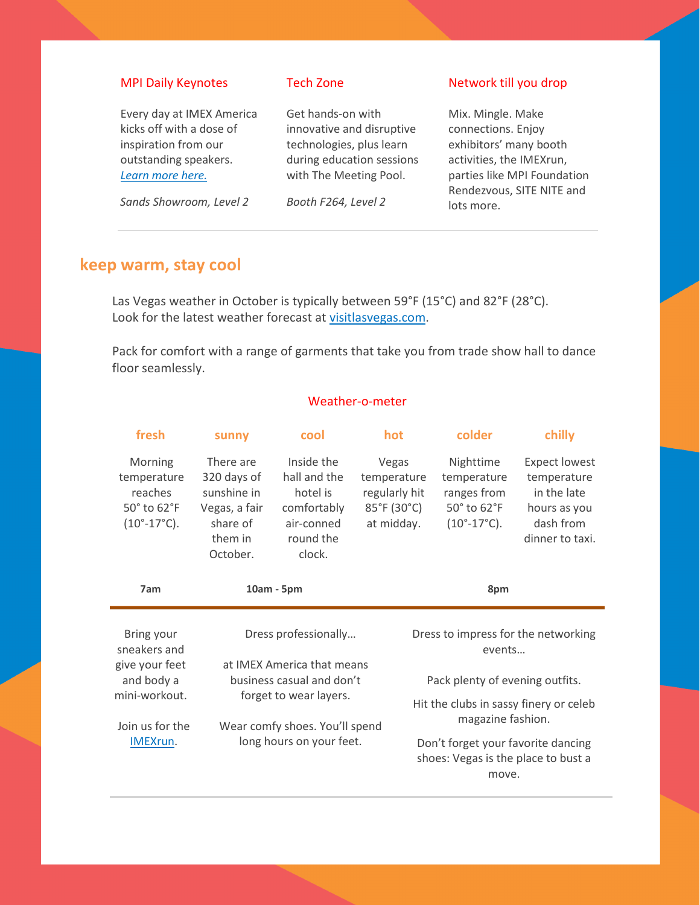### MPI Daily Keynotes

Every day at IMEX America kicks off with a dose of inspiration from our outstanding speakers. *Learn more here.*

*Sands Showroom, Level 2*

### Tech Zone

Get hands-on with innovative and disruptive technologies, plus learn during education sessions with The Meeting Pool.

*Booth F264, Level 2*

### Network till you drop

Mix. Mingle. Make connections. Enjoy exhibitors' many booth activities, the IMEXrun, parties like MPI Foundation Rendezvous, SITE NITE and lots more.

---

## keep warm, stay cool

Las Vegas weather in October is typically between 59°F (15°C) and 82°F (28°C). Look for the latest weather forecast at visitlasvegas.com.

Pack for comfort with a range of garments that take you from trade show hall to dance floor seamlessly.

### Weather-o-meter

| fresh | sunny | cool | hot | colder | chilly |
|---|---|---|---|---|---|
| Morning temperature reaches 50° to 62°F (10°-17°C). | There are 320 days of sunshine in Vegas, a fair share of them in October. | Inside the hall and the hotel is comfortably air-conned round the clock. | Vegas temperature regularly hit 85°F (30°C) at midday. | Nighttime temperature ranges from 50° to 62°F (10°-17°C). | Expect lowest temperature in the late hours as you dash from dinner to taxi. |

| 7am | 10am - 5pm | 8pm |
|---|---|---|
| Bring your sneakers and give your feet and body a mini-workout.<br><br>Join us for the IMEXrun. | Dress professionally…<br><br>at IMEX America that means business casual and don't forget to wear layers.<br><br>Wear comfy shoes. You'll spend long hours on your feet. | Dress to impress for the networking events…<br><br>Pack plenty of evening outfits.<br><br>Hit the clubs in sassy finery or celeb magazine fashion.<br><br>Don't forget your favorite dancing shoes: Vegas is the place to bust a move. |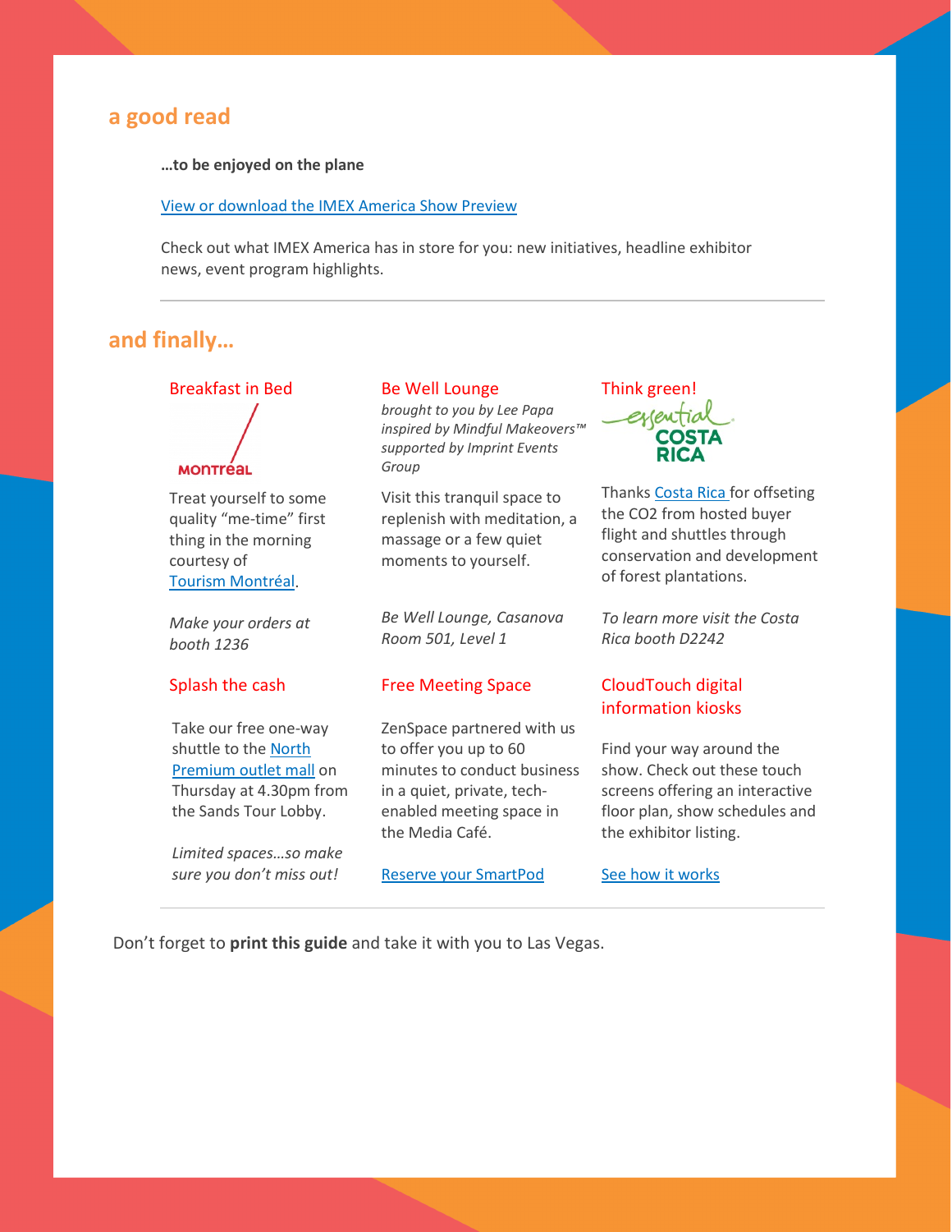## a good read

**…to be enjoyed on the plane**

[View or download the IMEX America Show Preview]

Check out what IMEX America has in store for you: new initiatives, headline exhibitor news, event program highlights.

---

## and finally…

### Breakfast in Bed

MONTRÉAL

Treat yourself to some quality "me-time" first thing in the morning courtesy of Tourism Montréal.

*Make your orders at booth 1236*

### Be Well Lounge

*brought to you by Lee Papa inspired by Mindful Makeovers™ supported by Imprint Events Group*

Visit this tranquil space to replenish with meditation, a massage or a few quiet moments to yourself.

*Be Well Lounge, Casanova Room 501, Level 1*

### Think green!

essential COSTA RICA

Thanks Costa Rica for offseting the $CO_2$ from hosted buyer flight and shuttles through conservation and development of forest plantations.

*To learn more visit the Costa Rica booth D2242*

### Splash the cash

Take our free one-way shuttle to the North Premium outlet mall on Thursday at 4.30pm from the Sands Tour Lobby.

*Limited spaces…so make sure you don't miss out!*

### Free Meeting Space

ZenSpace partnered with us to offer you up to 60 minutes to conduct business in a quiet, private, tech-enabled meeting space in the Media Café.

Reserve your SmartPod

### CloudTouch digital information kiosks

Find your way around the show. Check out these touch screens offering an interactive floor plan, show schedules and the exhibitor listing.

See how it works

---

Don't forget to **print this guide** and take it with you to Las Vegas.